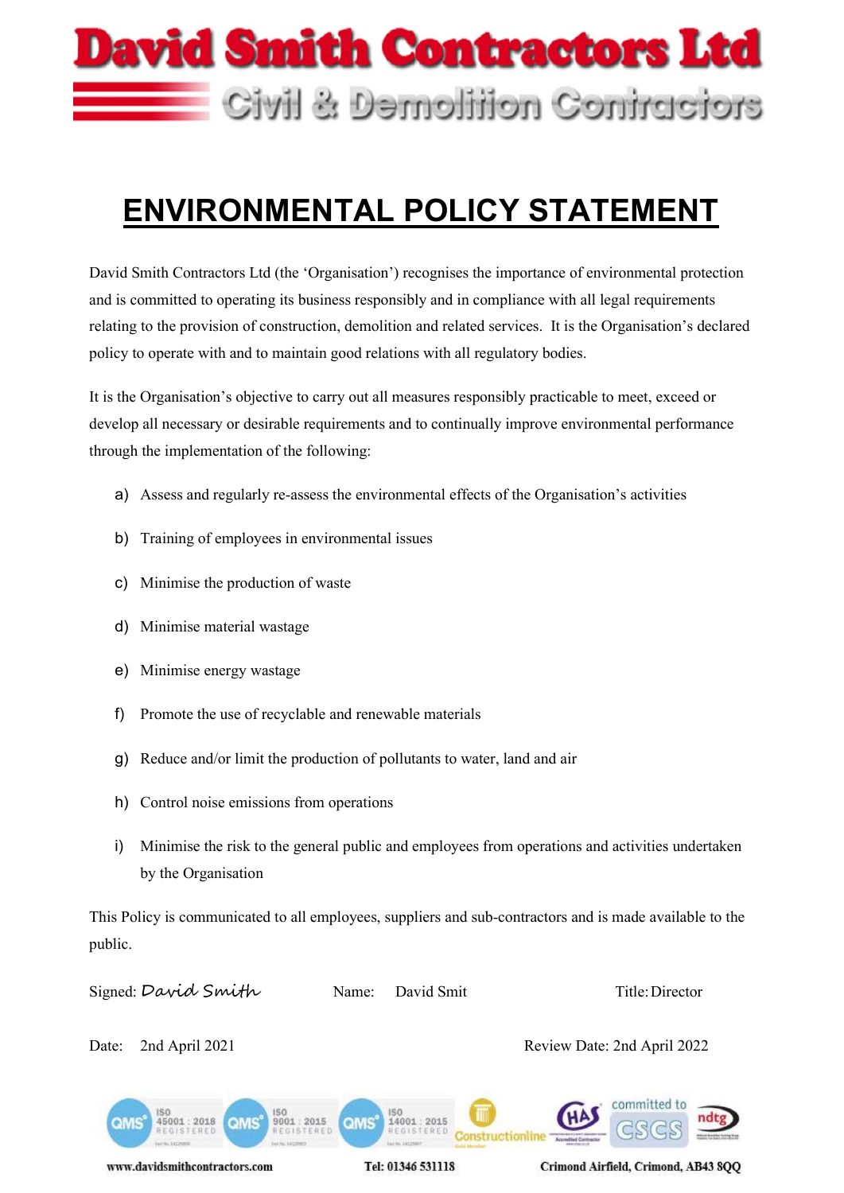# David Smith Contractors Ltd

## Civil & Demolition Contractors

# ENVIRONMENTAL POLICY STATEMENT

David Smith Contractors Ltd (the 'Organisation') recognises the importance of environmental protection and is committed to operating its business responsibly and in compliance with all legal requirements relating to the provision of construction, demolition and related services. It is the Organisation's declared policy to operate with and to maintain good relations with all regulatory bodies.

It is the Organisation's objective to carry out all measures responsibly practicable to meet, exceed or develop all necessary or desirable requirements and to continually improve environmental performance through the implementation of the following:

a) Assess and regularly re-assess the environmental effects of the Organisation's activities

b) Training of employees in environmental issues

c) Minimise the production of waste

d) Minimise material wastage

e) Minimise energy wastage

f) Promote the use of recyclable and renewable materials

g) Reduce and/or limit the production of pollutants to water, land and air

h) Control noise emissions from operations

i) Minimise the risk to the general public and employees from operations and activities undertaken by the Organisation

This Policy is communicated to all employees, suppliers and sub-contractors and is made available to the public.

Signed: *David Smith* Name: David Smit Title: Director

Date: 2nd April 2021 Review Date: 2nd April 2022

www.davidsmithcontractors.com Tel: 01346 531118 Crimond Airfield, Crimond, AB43 8QQ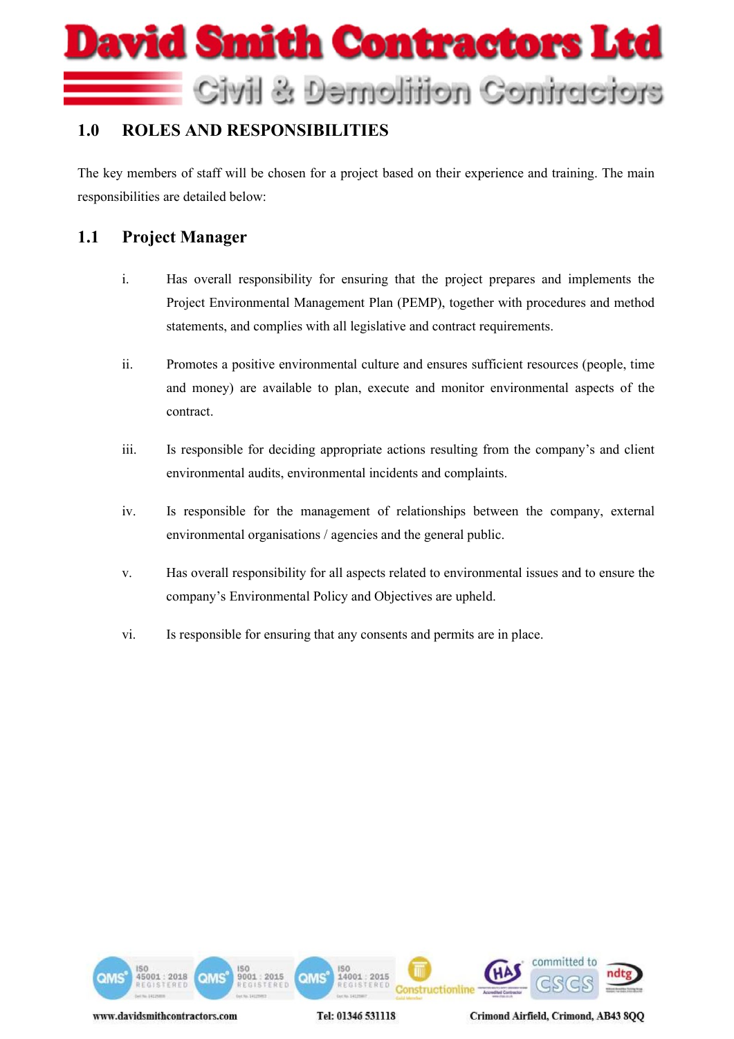## 1.0 ROLES AND RESPONSIBILITIES

The key members of staff will be chosen for a project based on their experience and training. The main responsibilities are detailed below:

### 1.1 Project Manager

i. Has overall responsibility for ensuring that the project prepares and implements the Project Environmental Management Plan (PEMP), together with procedures and method statements, and complies with all legislative and contract requirements.

ii. Promotes a positive environmental culture and ensures sufficient resources (people, time and money) are available to plan, execute and monitor environmental aspects of the contract.

iii. Is responsible for deciding appropriate actions resulting from the company's and client environmental audits, environmental incidents and complaints.

iv. Is responsible for the management of relationships between the company, external environmental organisations / agencies and the general public.

v. Has overall responsibility for all aspects related to environmental issues and to ensure the company's Environmental Policy and Objectives are upheld.

vi. Is responsible for ensuring that any consents and permits are in place.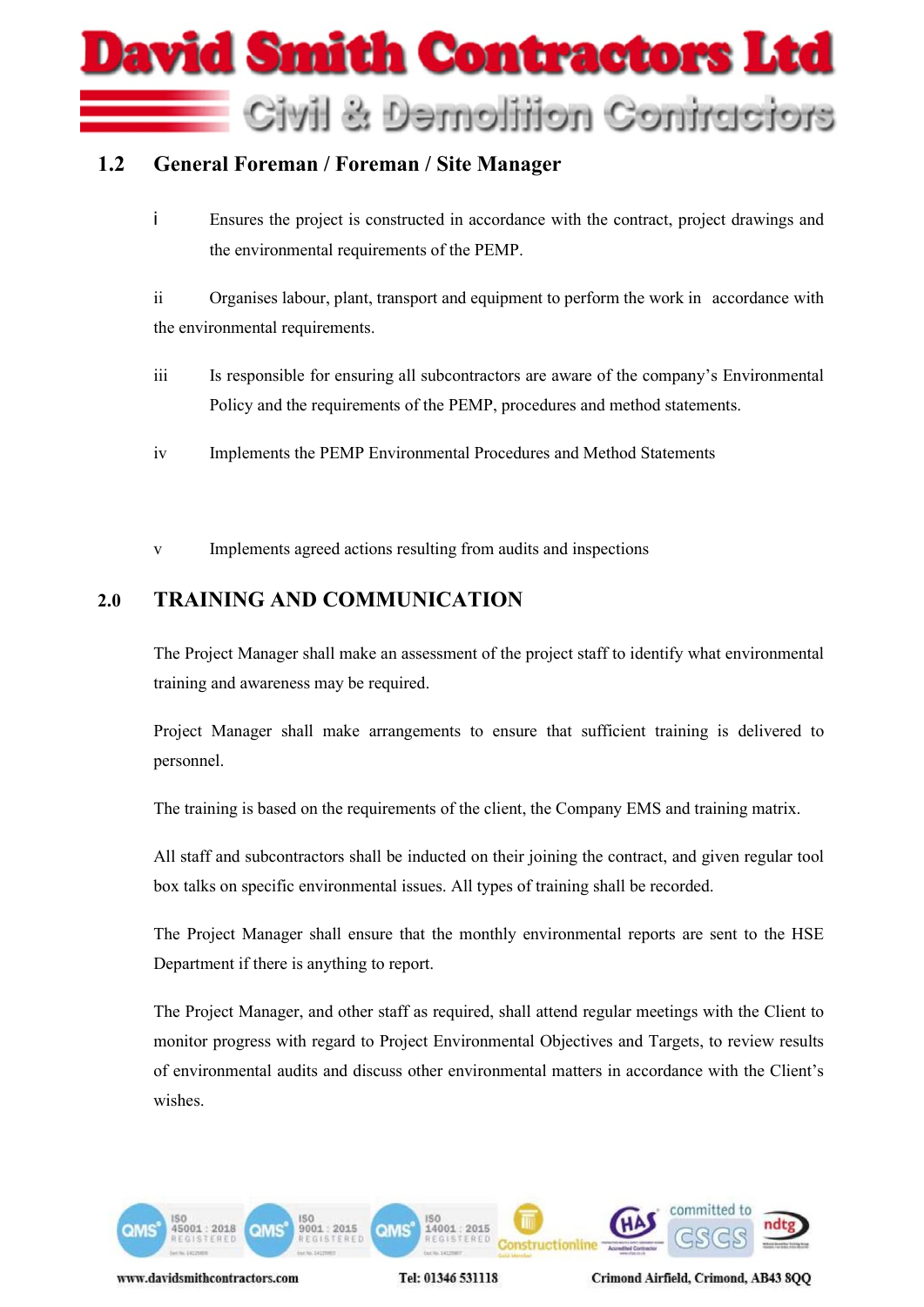## 1.2 General Foreman / Foreman / Site Manager

i Ensures the project is constructed in accordance with the contract, project drawings and the environmental requirements of the PEMP.

ii Organises labour, plant, transport and equipment to perform the work in accordance with the environmental requirements.

iii Is responsible for ensuring all subcontractors are aware of the company's Environmental Policy and the requirements of the PEMP, procedures and method statements.

iv Implements the PEMP Environmental Procedures and Method Statements

v Implements agreed actions resulting from audits and inspections

## 2.0 TRAINING AND COMMUNICATION

The Project Manager shall make an assessment of the project staff to identify what environmental training and awareness may be required.

Project Manager shall make arrangements to ensure that sufficient training is delivered to personnel.

The training is based on the requirements of the client, the Company EMS and training matrix.

All staff and subcontractors shall be inducted on their joining the contract, and given regular tool box talks on specific environmental issues. All types of training shall be recorded.

The Project Manager shall ensure that the monthly environmental reports are sent to the HSE Department if there is anything to report.

The Project Manager, and other staff as required, shall attend regular meetings with the Client to monitor progress with regard to Project Environmental Objectives and Targets, to review results of environmental audits and discuss other environmental matters in accordance with the Client's wishes.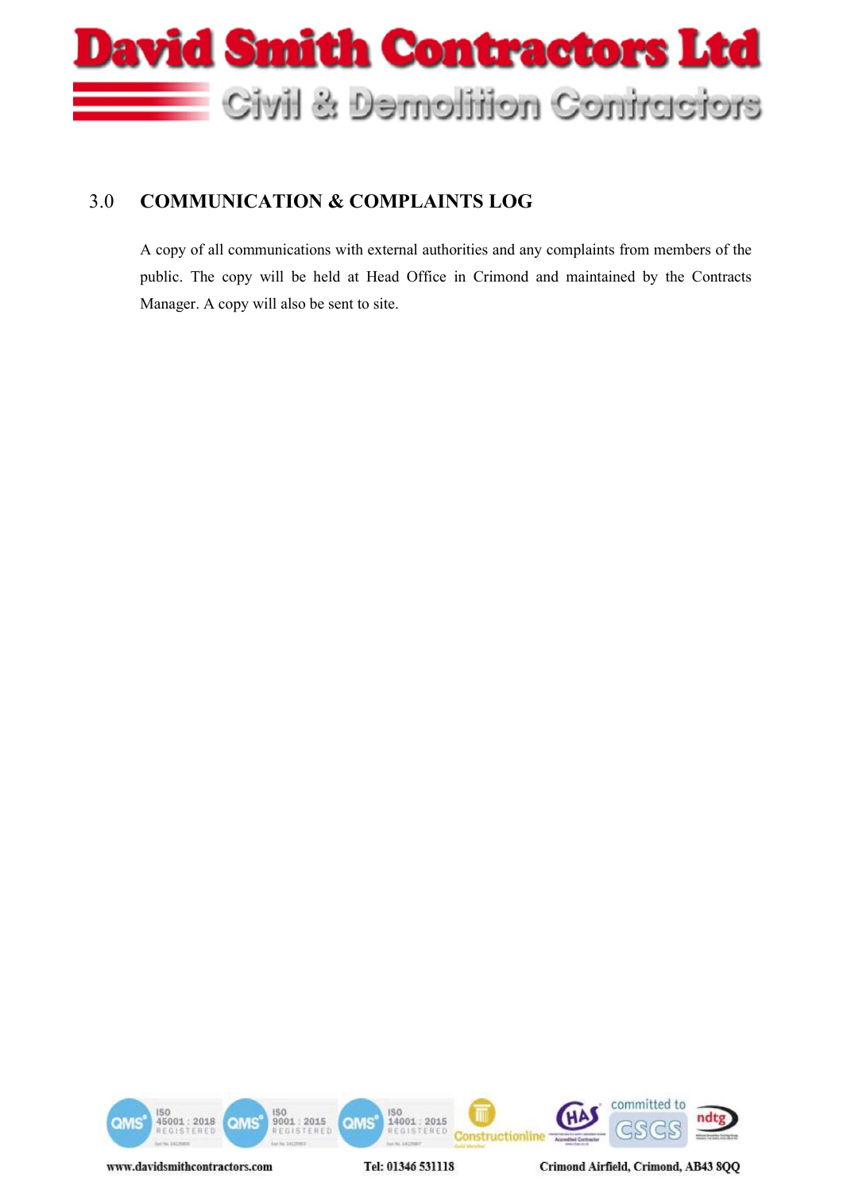## 3.0 COMMUNICATION & COMPLAINTS LOG

A copy of all communications with external authorities and any complaints from members of the public. The copy will be held at Head Office in Crimond and maintained by the Contracts Manager. A copy will also be sent to site.